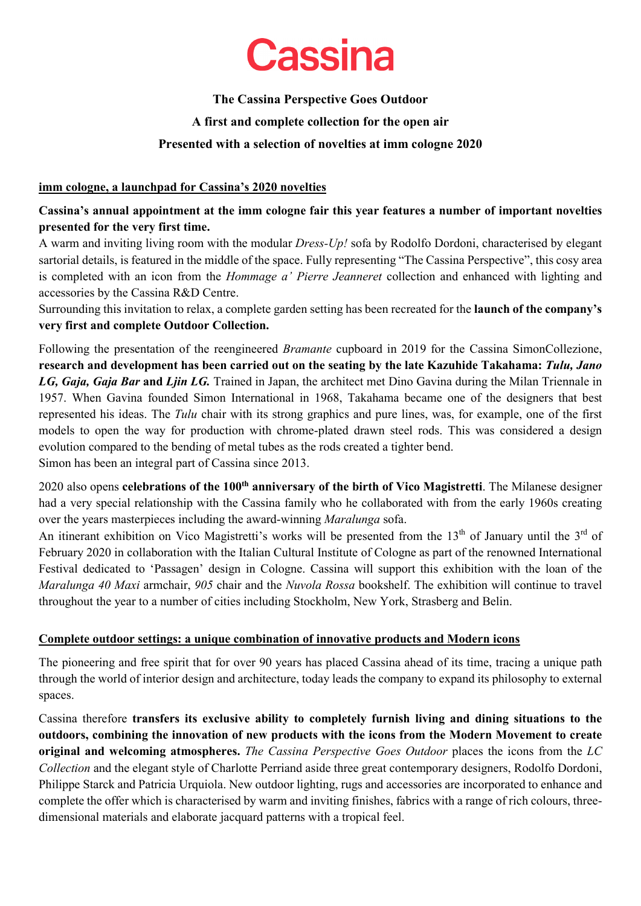# Cassina

**The Cassina Perspective Goes Outdoor**

**A first and complete collection for the open air**

**Presented with a selection of novelties at imm cologne 2020**

## imm cologne, a launchpad for Cassina's 2020 novelties

**Cassina's annual appointment at the imm cologne fair this year features a number of important novelties presented for the very first time.**

A warm and inviting living room with the modular *Dress-Up!* sofa by Rodolfo Dordoni, characterised by elegant sartorial details, is featured in the middle of the space. Fully representing "The Cassina Perspective", this cosy area is completed with an icon from the *Hommage a' Pierre Jeanneret* collection and enhanced with lighting and accessories by the Cassina R&D Centre.

Surrounding this invitation to relax, a complete garden setting has been recreated for the **launch of the company's very first and complete Outdoor Collection.**

Following the presentation of the reengineered *Bramante* cupboard in 2019 for the Cassina SimonCollezione, **research and development has been carried out on the seating by the late Kazuhide Takahama: *Tulu, Jano LG, Gaja, Gaja Bar* and *Ljin LG.*** Trained in Japan, the architect met Dino Gavina during the Milan Triennale in 1957. When Gavina founded Simon International in 1968, Takahama became one of the designers that best represented his ideas. The *Tulu* chair with its strong graphics and pure lines, was, for example, one of the first models to open the way for production with chrome-plated drawn steel rods. This was considered a design evolution compared to the bending of metal tubes as the rods created a tighter bend.

Simon has been an integral part of Cassina since 2013.

2020 also opens **celebrations of the 100th anniversary of the birth of Vico Magistretti**. The Milanese designer had a very special relationship with the Cassina family who he collaborated with from the early 1960s creating over the years masterpieces including the award-winning *Maralunga* sofa.

An itinerant exhibition on Vico Magistretti's works will be presented from the 13th of January until the 3rd of February 2020 in collaboration with the Italian Cultural Institute of Cologne as part of the renowned International Festival dedicated to 'Passagen' design in Cologne. Cassina will support this exhibition with the loan of the *Maralunga 40 Maxi* armchair, *905* chair and the *Nuvola Rossa* bookshelf. The exhibition will continue to travel throughout the year to a number of cities including Stockholm, New York, Strasberg and Belin.

## Complete outdoor settings: a unique combination of innovative products and Modern icons

The pioneering and free spirit that for over 90 years has placed Cassina ahead of its time, tracing a unique path through the world of interior design and architecture, today leads the company to expand its philosophy to external spaces.

Cassina therefore **transfers its exclusive ability to completely furnish living and dining situations to the outdoors, combining the innovation of new products with the icons from the Modern Movement to create original and welcoming atmospheres.** *The Cassina Perspective Goes Outdoor* places the icons from the *LC Collection* and the elegant style of Charlotte Perriand aside three great contemporary designers, Rodolfo Dordoni, Philippe Starck and Patricia Urquiola. New outdoor lighting, rugs and accessories are incorporated to enhance and complete the offer which is characterised by warm and inviting finishes, fabrics with a range of rich colours, three-dimensional materials and elaborate jacquard patterns with a tropical feel.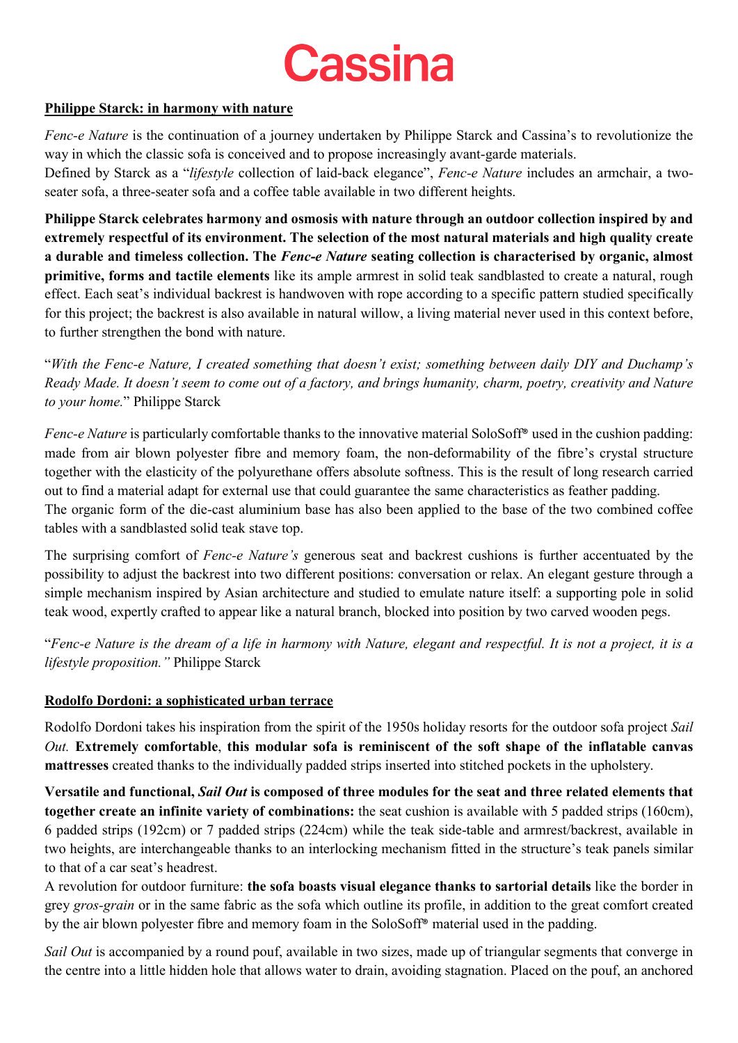# Cassina

**Philippe Starck: in harmony with nature**

*Fenc-e Nature* is the continuation of a journey undertaken by Philippe Starck and Cassina's to revolutionize the way in which the classic sofa is conceived and to propose increasingly avant-garde materials.
Defined by Starck as a "*lifestyle* collection of laid-back elegance", *Fenc-e Nature* includes an armchair, a two-seater sofa, a three-seater sofa and a coffee table available in two different heights.

**Philippe Starck celebrates harmony and osmosis with nature through an outdoor collection inspired by and extremely respectful of its environment. The selection of the most natural materials and high quality create a durable and timeless collection. The *Fenc-e Nature* seating collection is characterised by organic, almost primitive, forms and tactile elements** like its ample armrest in solid teak sandblasted to create a natural, rough effect. Each seat's individual backrest is handwoven with rope according to a specific pattern studied specifically for this project; the backrest is also available in natural willow, a living material never used in this context before, to further strengthen the bond with nature.

"*With the Fenc-e Nature, I created something that doesn't exist; something between daily DIY and Duchamp's Ready Made. It doesn't seem to come out of a factory, and brings humanity, charm, poetry, creativity and Nature to your home.*" Philippe Starck

*Fenc-e Nature* is particularly comfortable thanks to the innovative material SoloSoff® used in the cushion padding: made from air blown polyester fibre and memory foam, the non-deformability of the fibre's crystal structure together with the elasticity of the polyurethane offers absolute softness. This is the result of long research carried out to find a material adapt for external use that could guarantee the same characteristics as feather padding.
The organic form of the die-cast aluminium base has also been applied to the base of the two combined coffee tables with a sandblasted solid teak stave top.

The surprising comfort of *Fenc-e Nature's* generous seat and backrest cushions is further accentuated by the possibility to adjust the backrest into two different positions: conversation or relax. An elegant gesture through a simple mechanism inspired by Asian architecture and studied to emulate nature itself: a supporting pole in solid teak wood, expertly crafted to appear like a natural branch, blocked into position by two carved wooden pegs.

"*Fenc-e Nature is the dream of a life in harmony with Nature, elegant and respectful. It is not a project, it is a lifestyle proposition.*" Philippe Starck

**Rodolfo Dordoni: a sophisticated urban terrace**

Rodolfo Dordoni takes his inspiration from the spirit of the 1950s holiday resorts for the outdoor sofa project *Sail Out.* **Extremely comfortable**, **this modular sofa is reminiscent of the soft shape of the inflatable canvas mattresses** created thanks to the individually padded strips inserted into stitched pockets in the upholstery.

**Versatile and functional, *Sail Out* is composed of three modules for the seat and three related elements that together create an infinite variety of combinations:** the seat cushion is available with 5 padded strips (160cm), 6 padded strips (192cm) or 7 padded strips (224cm) while the teak side-table and armrest/backrest, available in two heights, are interchangeable thanks to an interlocking mechanism fitted in the structure's teak panels similar to that of a car seat's headrest.
A revolution for outdoor furniture: **the sofa boasts visual elegance thanks to sartorial details** like the border in grey *gros-grain* or in the same fabric as the sofa which outline its profile, in addition to the great comfort created by the air blown polyester fibre and memory foam in the SoloSoff® material used in the padding.

*Sail Out* is accompanied by a round pouf, available in two sizes, made up of triangular segments that converge in the centre into a little hidden hole that allows water to drain, avoiding stagnation. Placed on the pouf, an anchored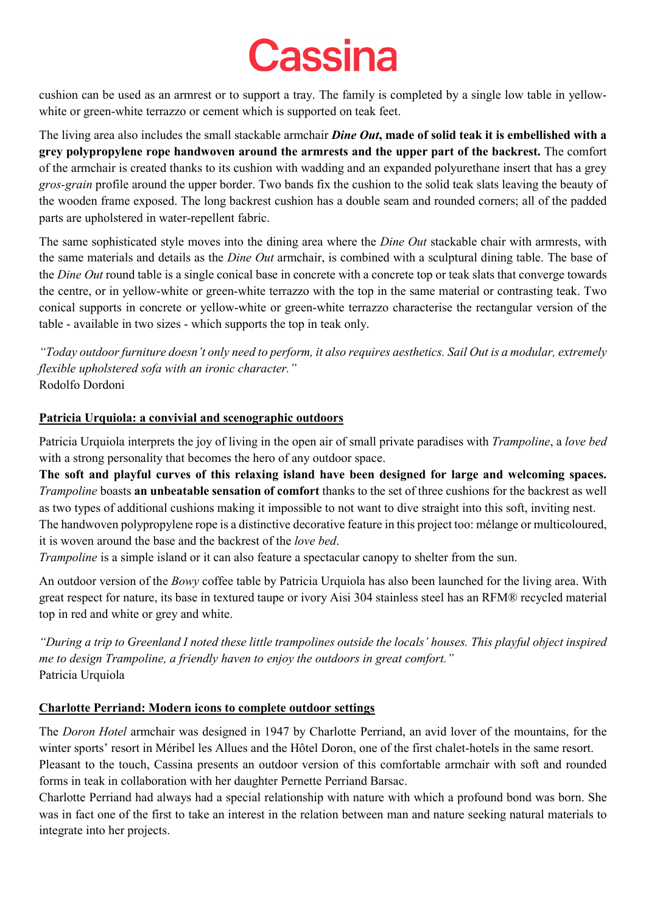cushion can be used as an armrest or to support a tray. The family is completed by a single low table in yellow-white or green-white terrazzo or cement which is supported on teak feet.

The living area also includes the small stackable armchair ***Dine Out*****, made of solid teak it is embellished with a grey polypropylene rope handwoven around the armrests and the upper part of the backrest.** The comfort of the armchair is created thanks to its cushion with wadding and an expanded polyurethane insert that has a grey *gros-grain* profile around the upper border. Two bands fix the cushion to the solid teak slats leaving the beauty of the wooden frame exposed. The long backrest cushion has a double seam and rounded corners; all of the padded parts are upholstered in water-repellent fabric.

The same sophisticated style moves into the dining area where the *Dine Out* stackable chair with armrests, with the same materials and details as the *Dine Out* armchair, is combined with a sculptural dining table. The base of the *Dine Out* round table is a single conical base in concrete with a concrete top or teak slats that converge towards the centre, or in yellow-white or green-white terrazzo with the top in the same material or contrasting teak. Two conical supports in concrete or yellow-white or green-white terrazzo characterise the rectangular version of the table - available in two sizes - which supports the top in teak only.

*"Today outdoor furniture doesn't only need to perform, it also requires aesthetics. Sail Out is a modular, extremely flexible upholstered sofa with an ironic character."*
Rodolfo Dordoni

## Patricia Urquiola: a convivial and scenographic outdoors

Patricia Urquiola interprets the joy of living in the open air of small private paradises with *Trampoline*, a *love bed* with a strong personality that becomes the hero of any outdoor space.
**The soft and playful curves of this relaxing island have been designed for large and welcoming spaces.** *Trampoline* boasts **an unbeatable sensation of comfort** thanks to the set of three cushions for the backrest as well as two types of additional cushions making it impossible to not want to dive straight into this soft, inviting nest.
The handwoven polypropylene rope is a distinctive decorative feature in this project too: mélange or multicoloured, it is woven around the base and the backrest of the *love bed*.
*Trampoline* is a simple island or it can also feature a spectacular canopy to shelter from the sun.

An outdoor version of the *Bowy* coffee table by Patricia Urquiola has also been launched for the living area. With great respect for nature, its base in textured taupe or ivory Aisi 304 stainless steel has an RFM® recycled material top in red and white or grey and white.

*"During a trip to Greenland I noted these little trampolines outside the locals' houses. This playful object inspired me to design Trampoline, a friendly haven to enjoy the outdoors in great comfort."*
Patricia Urquiola

## Charlotte Perriand: Modern icons to complete outdoor settings

The *Doron Hotel* armchair was designed in 1947 by Charlotte Perriand, an avid lover of the mountains, for the winter sports' resort in Méribel les Allues and the Hôtel Doron, one of the first chalet-hotels in the same resort.
Pleasant to the touch, Cassina presents an outdoor version of this comfortable armchair with soft and rounded forms in teak in collaboration with her daughter Pernette Perriand Barsac.
Charlotte Perriand had always had a special relationship with nature with which a profound bond was born. She was in fact one of the first to take an interest in the relation between man and nature seeking natural materials to integrate into her projects.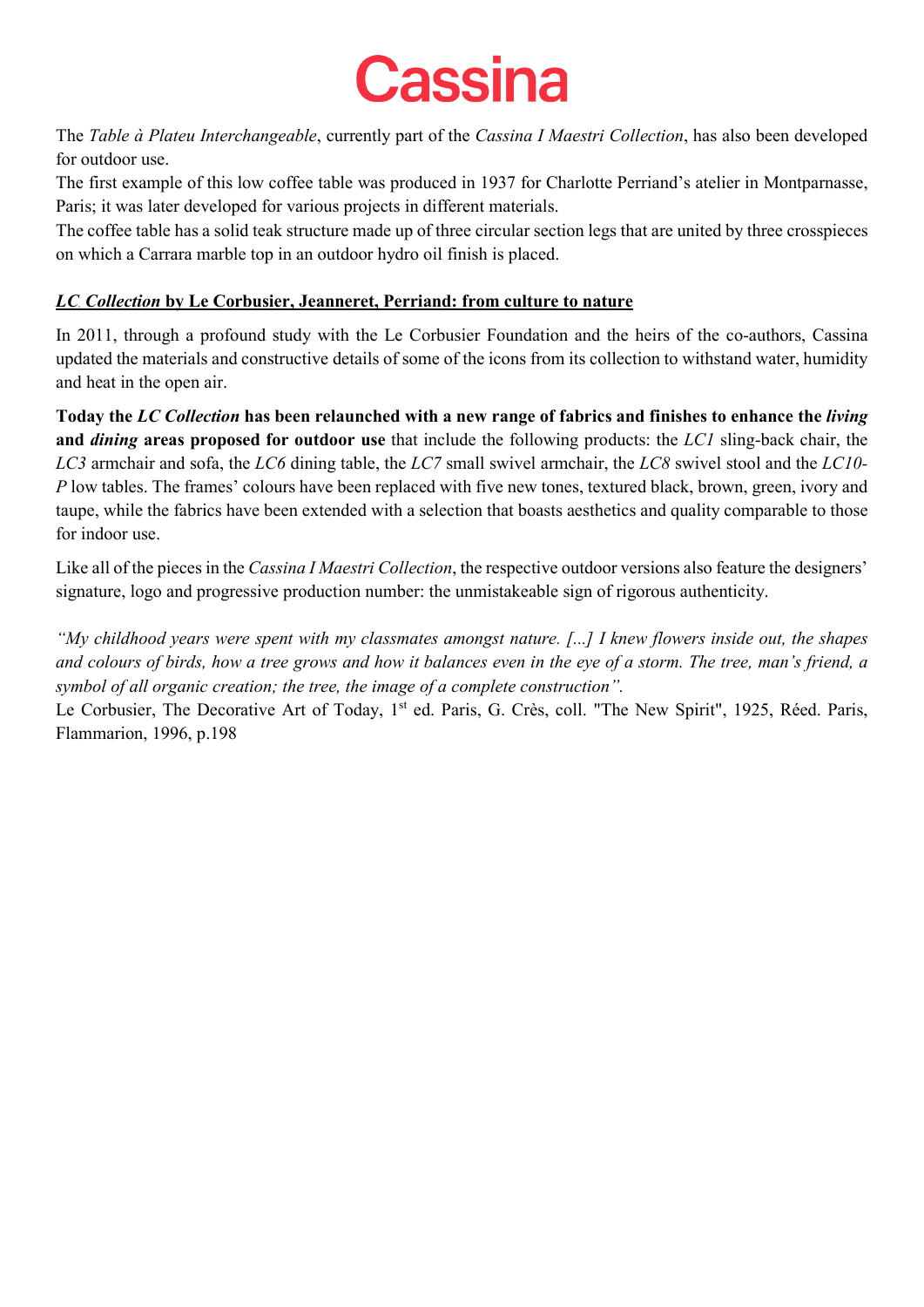The *Table à Plateu Interchangeable*, currently part of the *Cassina I Maestri Collection*, has also been developed for outdoor use.
The first example of this low coffee table was produced in 1937 for Charlotte Perriand's atelier in Montparnasse, Paris; it was later developed for various projects in different materials.
The coffee table has a solid teak structure made up of three circular section legs that are united by three crosspieces on which a Carrara marble top in an outdoor hydro oil finish is placed.

## ***LC Collection*** **by Le Corbusier, Jeanneret, Perriand: from culture to nature**

In 2011, through a profound study with the Le Corbusier Foundation and the heirs of the co-authors, Cassina updated the materials and constructive details of some of the icons from its collection to withstand water, humidity and heat in the open air.

**Today the *LC Collection* has been relaunched with a new range of fabrics and finishes to enhance the *living* and *dining* areas proposed for outdoor use** that include the following products: the *LC1* sling-back chair, the *LC3* armchair and sofa, the *LC6* dining table, the *LC7* small swivel armchair, the *LC8* swivel stool and the *LC10-P* low tables. The frames' colours have been replaced with five new tones, textured black, brown, green, ivory and taupe, while the fabrics have been extended with a selection that boasts aesthetics and quality comparable to those for indoor use.

Like all of the pieces in the *Cassina I Maestri Collection*, the respective outdoor versions also feature the designers' signature, logo and progressive production number: the unmistakeable sign of rigorous authenticity.

*"My childhood years were spent with my classmates amongst nature. [...] I knew flowers inside out, the shapes and colours of birds, how a tree grows and how it balances even in the eye of a storm. The tree, man's friend, a symbol of all organic creation; the tree, the image of a complete construction".*
Le Corbusier, The Decorative Art of Today, 1st ed. Paris, G. Crès, coll. "The New Spirit", 1925, Réed. Paris, Flammarion, 1996, p.198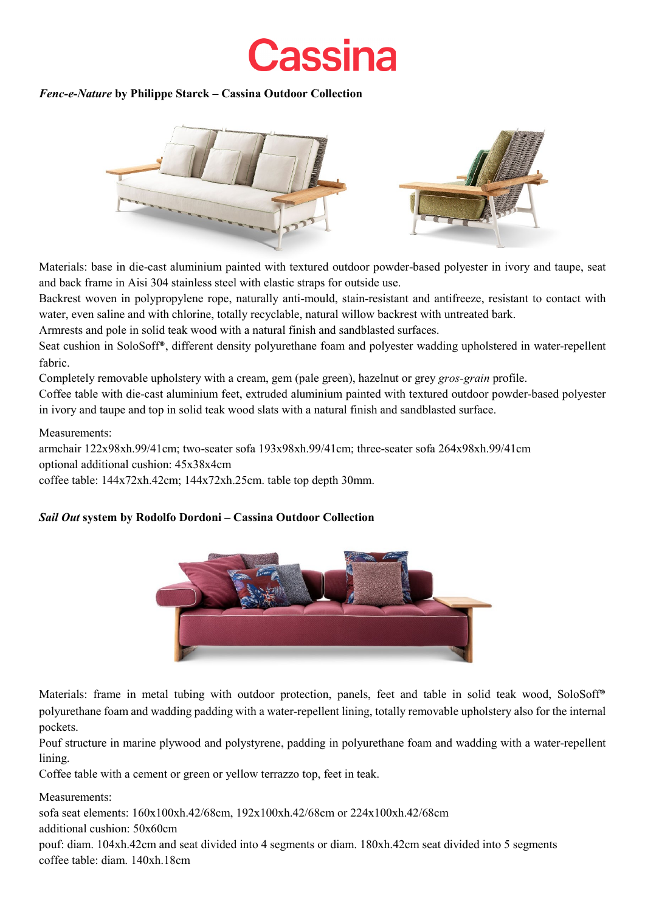# Cassina

***Fenc-e-Nature*** **by Philippe Starck – Cassina Outdoor Collection**

Materials: base in die-cast aluminium painted with textured outdoor powder-based polyester in ivory and taupe, seat and back frame in Aisi 304 stainless steel with elastic straps for outside use.
Backrest woven in polypropylene rope, naturally anti-mould, stain-resistant and antifreeze, resistant to contact with water, even saline and with chlorine, totally recyclable, natural willow backrest with untreated bark.
Armrests and pole in solid teak wood with a natural finish and sandblasted surfaces.
Seat cushion in SoloSoff®, different density polyurethane foam and polyester wadding upholstered in water-repellent fabric.
Completely removable upholstery with a cream, gem (pale green), hazelnut or grey *gros-grain* profile.
Coffee table with die-cast aluminium feet, extruded aluminium painted with textured outdoor powder-based polyester in ivory and taupe and top in solid teak wood slats with a natural finish and sandblasted surface.

Measurements:
armchair 122x98xh.99/41cm; two-seater sofa 193x98xh.99/41cm; three-seater sofa 264x98xh.99/41cm
optional additional cushion: 45x38x4cm
coffee table: 144x72xh.42cm; 144x72xh.25cm. table top depth 30mm.

***Sail Out*** **system by Rodolfo Dordoni – Cassina Outdoor Collection**

Materials: frame in metal tubing with outdoor protection, panels, feet and table in solid teak wood, SoloSoff® polyurethane foam and wadding padding with a water-repellent lining, totally removable upholstery also for the internal pockets.
Pouf structure in marine plywood and polystyrene, padding in polyurethane foam and wadding with a water-repellent lining.
Coffee table with a cement or green or yellow terrazzo top, feet in teak.

Measurements:
sofa seat elements: 160x100xh.42/68cm, 192x100xh.42/68cm or 224x100xh.42/68cm
additional cushion: 50x60cm
pouf: diam. 104xh.42cm and seat divided into 4 segments or diam. 180xh.42cm seat divided into 5 segments
coffee table: diam. 140xh.18cm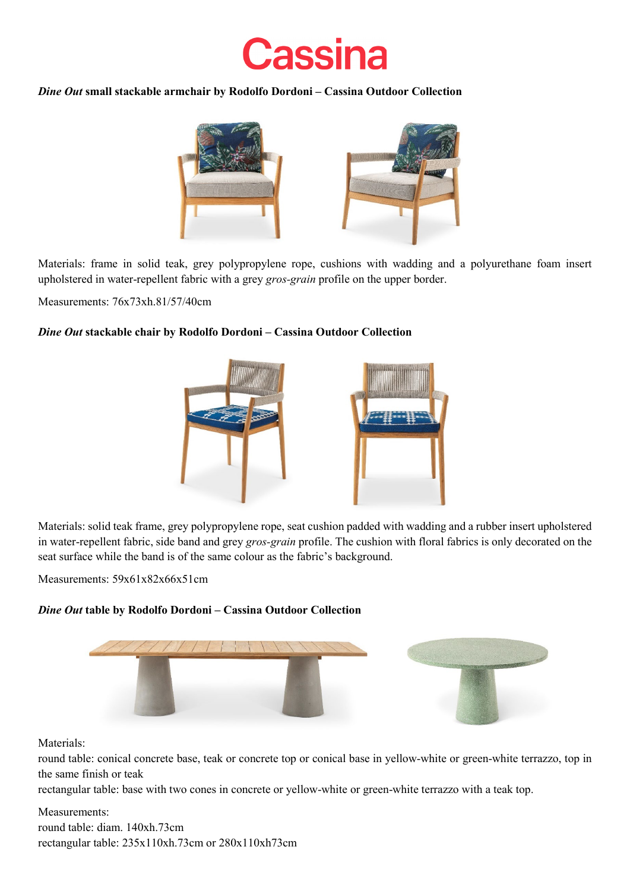# Cassina

***Dine Out* small stackable armchair by Rodolfo Dordoni – Cassina Outdoor Collection**

Materials: frame in solid teak, grey polypropylene rope, cushions with wadding and a polyurethane foam insert upholstered in water-repellent fabric with a grey *gros-grain* profile on the upper border.

Measurements: 76x73xh.81/57/40cm

***Dine Out* stackable chair by Rodolfo Dordoni – Cassina Outdoor Collection**

Materials: solid teak frame, grey polypropylene rope, seat cushion padded with wadding and a rubber insert upholstered in water-repellent fabric, side band and grey *gros-grain* profile. The cushion with floral fabrics is only decorated on the seat surface while the band is of the same colour as the fabric's background.

Measurements: 59x61x82x66x51cm

***Dine Out* table by Rodolfo Dordoni – Cassina Outdoor Collection**

Materials:
round table: conical concrete base, teak or concrete top or conical base in yellow-white or green-white terrazzo, top in the same finish or teak
rectangular table: base with two cones in concrete or yellow-white or green-white terrazzo with a teak top.

Measurements:
round table: diam. 140xh.73cm
rectangular table: 235x110xh.73cm or 280x110xh73cm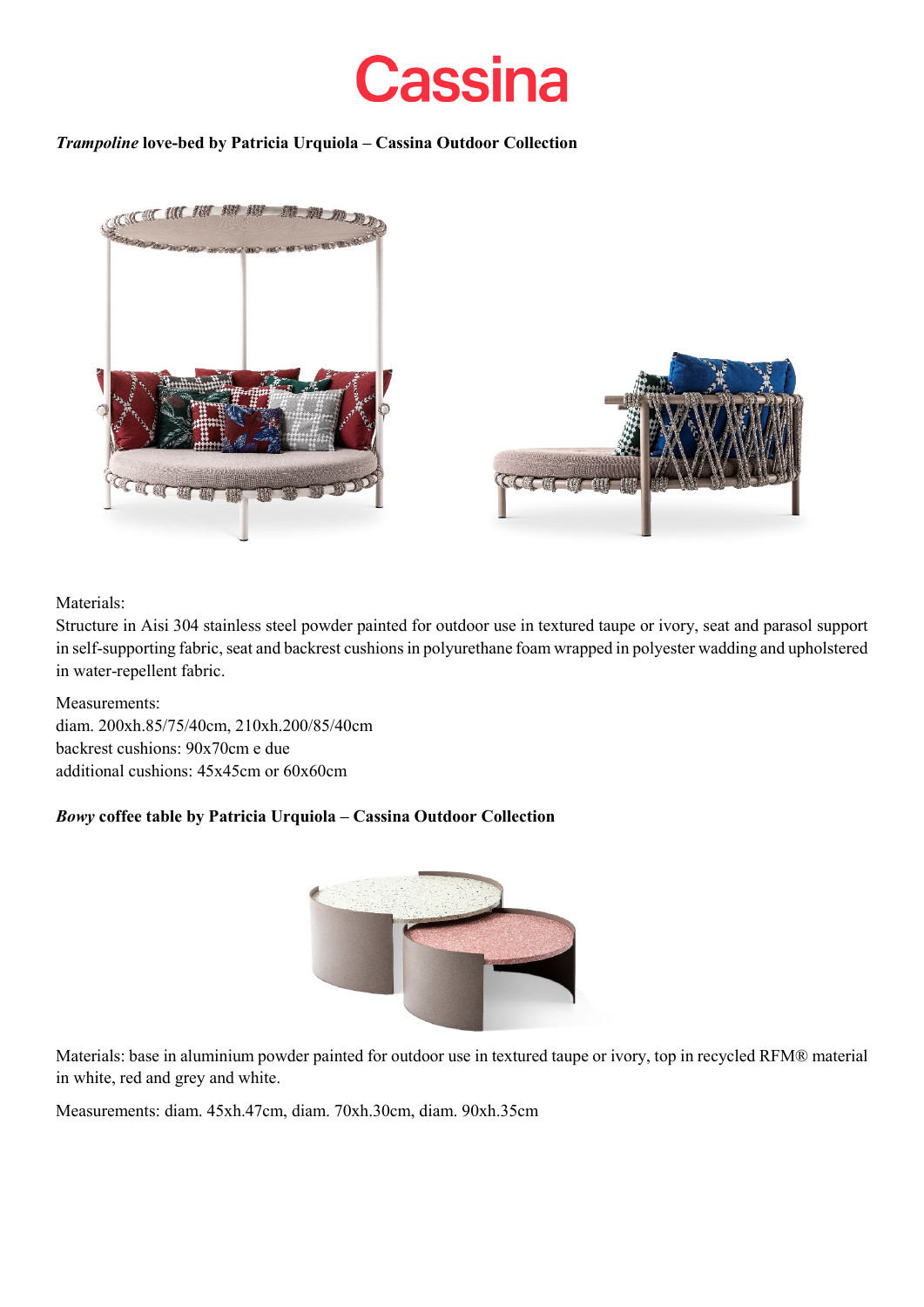Cassina

***Trampoline*** **love-bed by Patricia Urquiola – Cassina Outdoor Collection**

Materials:
Structure in Aisi 304 stainless steel powder painted for outdoor use in textured taupe or ivory, seat and parasol support in self-supporting fabric, seat and backrest cushions in polyurethane foam wrapped in polyester wadding and upholstered in water-repellent fabric.

Measurements:
diam. 200xh.85/75/40cm, 210xh.200/85/40cm
backrest cushions: 90x70cm e due
additional cushions: 45x45cm or 60x60cm

***Bowy*** **coffee table by Patricia Urquiola – Cassina Outdoor Collection**

Materials: base in aluminium powder painted for outdoor use in textured taupe or ivory, top in recycled RFM® material in white, red and grey and white.

Measurements: diam. 45xh.47cm, diam. 70xh.30cm, diam. 90xh.35cm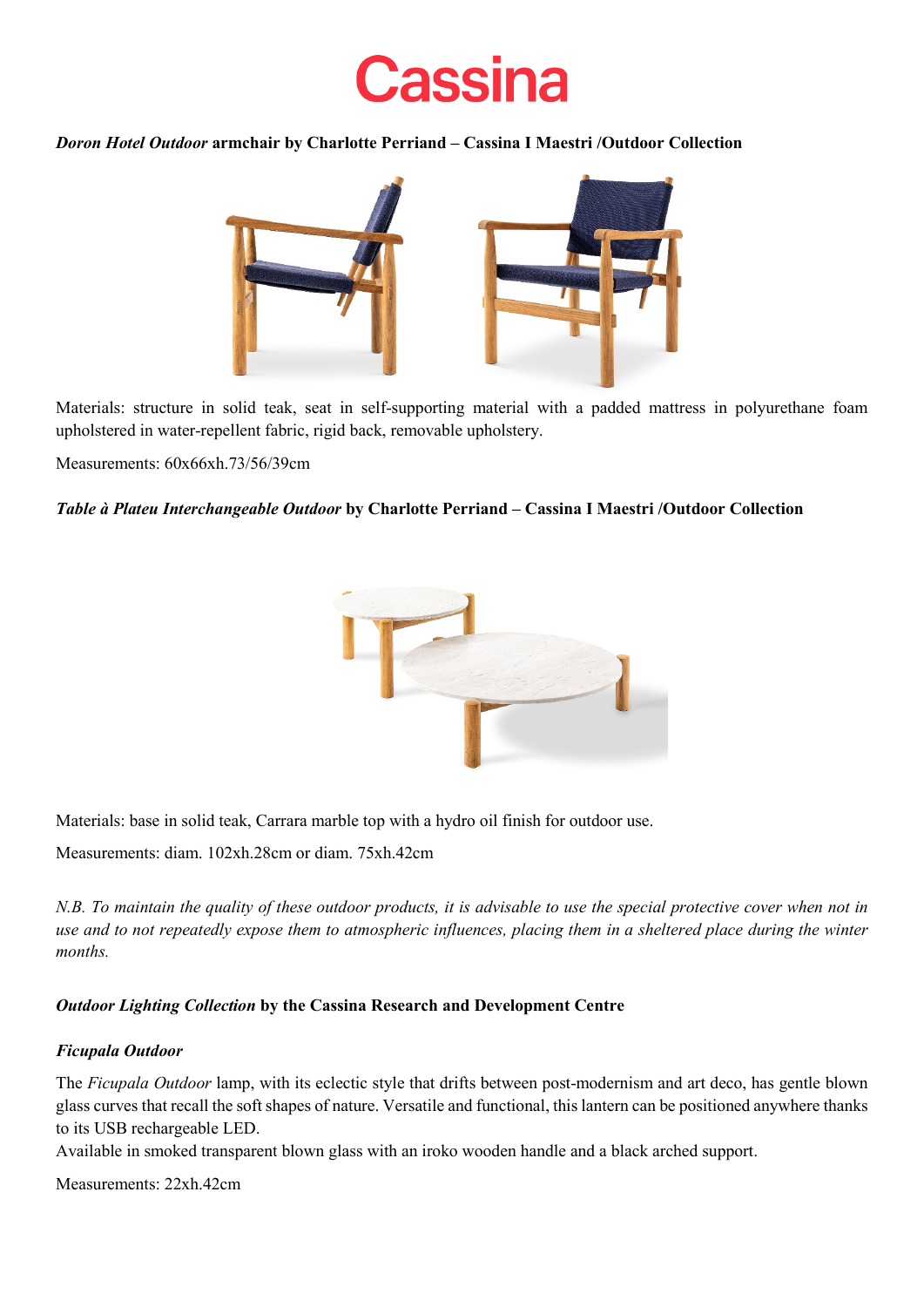# Cassina

***Doron Hotel Outdoor* armchair by Charlotte Perriand – Cassina I Maestri /Outdoor Collection**

Materials: structure in solid teak, seat in self-supporting material with a padded mattress in polyurethane foam upholstered in water-repellent fabric, rigid back, removable upholstery.

Measurements: 60x66xh.73/56/39cm

***Table à Plateu Interchangeable Outdoor* by Charlotte Perriand – Cassina I Maestri /Outdoor Collection**

Materials: base in solid teak, Carrara marble top with a hydro oil finish for outdoor use.

Measurements: diam. 102xh.28cm or diam. 75xh.42cm

*N.B. To maintain the quality of these outdoor products, it is advisable to use the special protective cover when not in use and to not repeatedly expose them to atmospheric influences, placing them in a sheltered place during the winter months.*

***Outdoor Lighting Collection* by the Cassina Research and Development Centre**

***Ficupala Outdoor***

The *Ficupala Outdoor* lamp, with its eclectic style that drifts between post-modernism and art deco, has gentle blown glass curves that recall the soft shapes of nature. Versatile and functional, this lantern can be positioned anywhere thanks to its USB rechargeable LED.
Available in smoked transparent blown glass with an iroko wooden handle and a black arched support.

Measurements: 22xh.42cm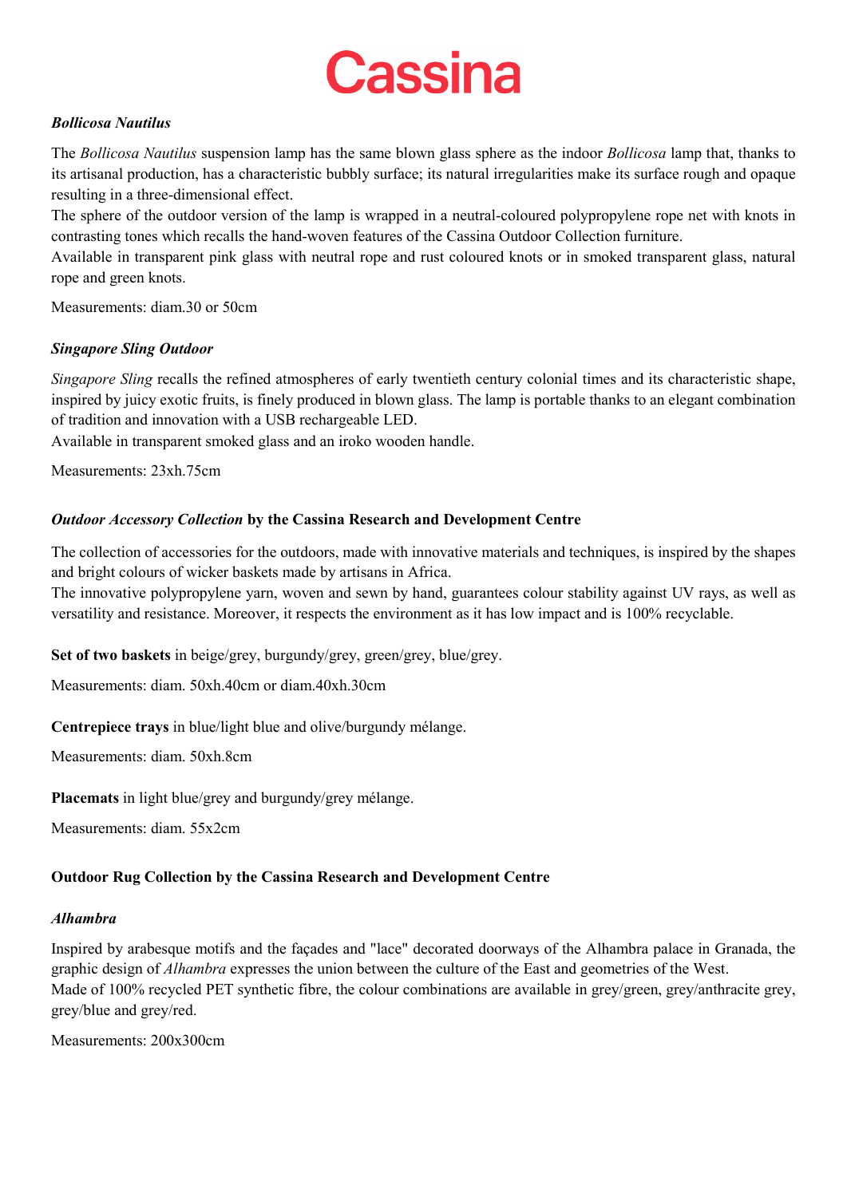# Cassina

***Bollicosa Nautilus***

The *Bollicosa Nautilus* suspension lamp has the same blown glass sphere as the indoor *Bollicosa* lamp that, thanks to its artisanal production, has a characteristic bubbly surface; its natural irregularities make its surface rough and opaque resulting in a three-dimensional effect.
The sphere of the outdoor version of the lamp is wrapped in a neutral-coloured polypropylene rope net with knots in contrasting tones which recalls the hand-woven features of the Cassina Outdoor Collection furniture.
Available in transparent pink glass with neutral rope and rust coloured knots or in smoked transparent glass, natural rope and green knots.

Measurements: diam.30 or 50cm

***Singapore Sling Outdoor***

*Singapore Sling* recalls the refined atmospheres of early twentieth century colonial times and its characteristic shape, inspired by juicy exotic fruits, is finely produced in blown glass. The lamp is portable thanks to an elegant combination of tradition and innovation with a USB rechargeable LED.
Available in transparent smoked glass and an iroko wooden handle.

Measurements: 23xh.75cm

***Outdoor Accessory Collection* by the Cassina Research and Development Centre**

The collection of accessories for the outdoors, made with innovative materials and techniques, is inspired by the shapes and bright colours of wicker baskets made by artisans in Africa.
The innovative polypropylene yarn, woven and sewn by hand, guarantees colour stability against UV rays, as well as versatility and resistance. Moreover, it respects the environment as it has low impact and is 100% recyclable.

**Set of two baskets** in beige/grey, burgundy/grey, green/grey, blue/grey.

Measurements: diam. 50xh.40cm or diam.40xh.30cm

**Centrepiece trays** in blue/light blue and olive/burgundy mélange.

Measurements: diam. 50xh.8cm

**Placemats** in light blue/grey and burgundy/grey mélange.

Measurements: diam. 55x2cm

**Outdoor Rug Collection by the Cassina Research and Development Centre**

***Alhambra***

Inspired by arabesque motifs and the façades and "lace" decorated doorways of the Alhambra palace in Granada, the graphic design of *Alhambra* expresses the union between the culture of the East and geometries of the West.
Made of 100% recycled PET synthetic fibre, the colour combinations are available in grey/green, grey/anthracite grey, grey/blue and grey/red.

Measurements: 200x300cm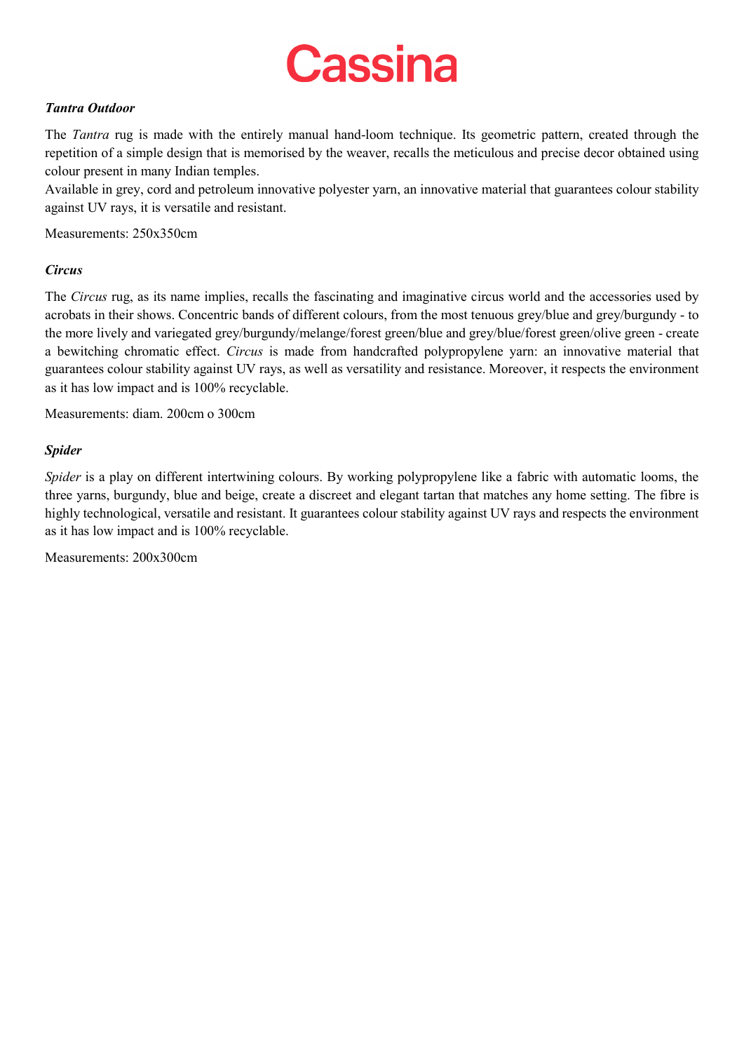Cassina

***Tantra Outdoor***

The *Tantra* rug is made with the entirely manual hand-loom technique. Its geometric pattern, created through the repetition of a simple design that is memorised by the weaver, recalls the meticulous and precise decor obtained using colour present in many Indian temples.
Available in grey, cord and petroleum innovative polyester yarn, an innovative material that guarantees colour stability against UV rays, it is versatile and resistant.

Measurements: 250x350cm

***Circus***

The *Circus* rug, as its name implies, recalls the fascinating and imaginative circus world and the accessories used by acrobats in their shows. Concentric bands of different colours, from the most tenuous grey/blue and grey/burgundy - to the more lively and variegated grey/burgundy/melange/forest green/blue and grey/blue/forest green/olive green - create a bewitching chromatic effect. *Circus* is made from handcrafted polypropylene yarn: an innovative material that guarantees colour stability against UV rays, as well as versatility and resistance. Moreover, it respects the environment as it has low impact and is 100% recyclable.

Measurements: diam. 200cm o 300cm

***Spider***

*Spider* is a play on different intertwining colours. By working polypropylene like a fabric with automatic looms, the three yarns, burgundy, blue and beige, create a discreet and elegant tartan that matches any home setting. The fibre is highly technological, versatile and resistant. It guarantees colour stability against UV rays and respects the environment as it has low impact and is 100% recyclable.

Measurements: 200x300cm